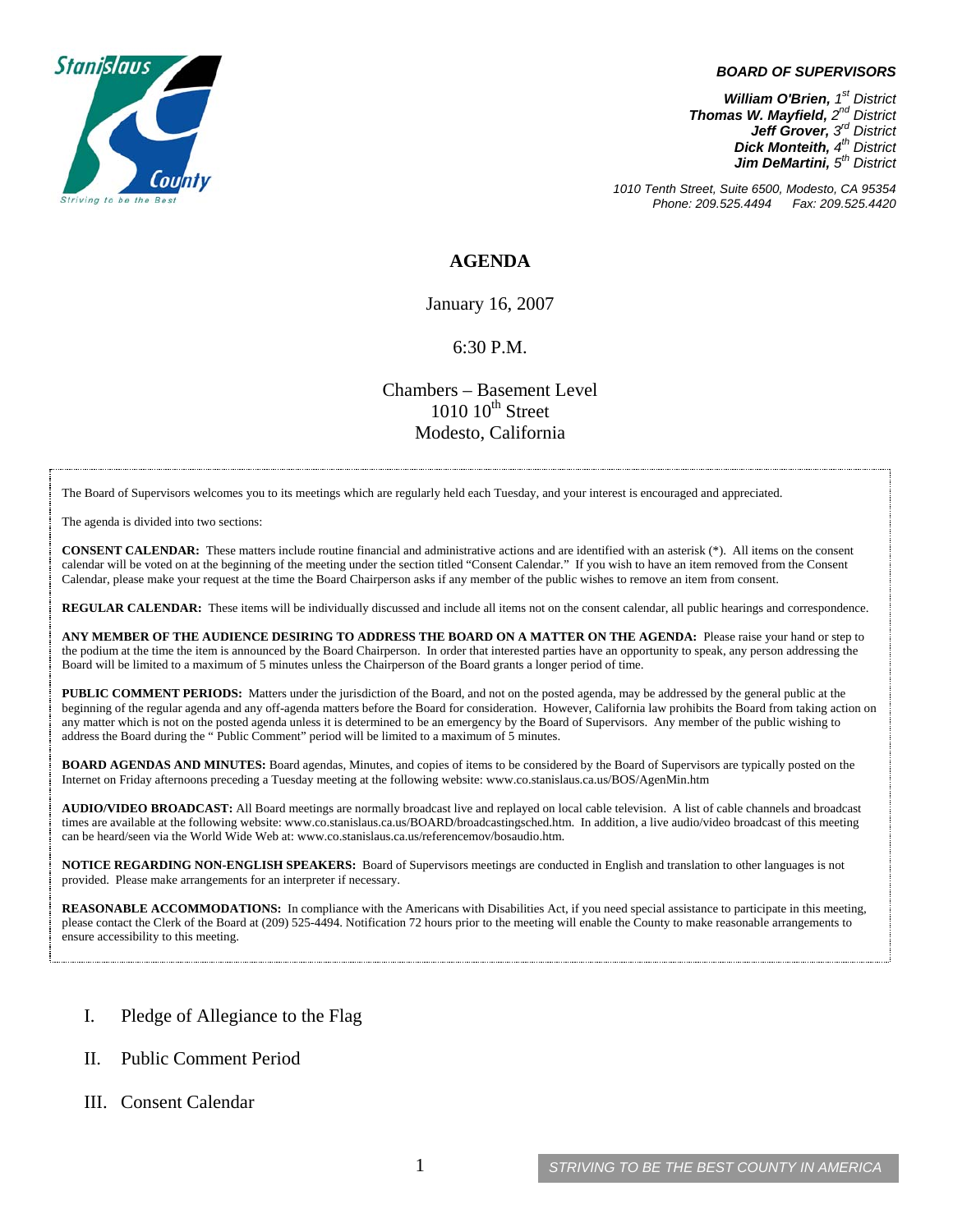**BOARD OF SUPERVISORS**

***William O'Brien**, 1st District*
***Thomas W. Mayfield**, 2nd District*
***Jeff Grover**, 3rd District*
***Dick Monteith**, 4th District*
***Jim DeMartini**, 5th District*

*1010 Tenth Street, Suite 6500, Modesto, CA 95354*
*Phone: 209.525.4494 Fax: 209.525.4420*

# AGENDA

January 16, 2007

6:30 P.M.

Chambers – Basement Level
1010 10th Street
Modesto, California

The Board of Supervisors welcomes you to its meetings which are regularly held each Tuesday, and your interest is encouraged and appreciated.

The agenda is divided into two sections:

**CONSENT CALENDAR:** These matters include routine financial and administrative actions and are identified with an asterisk (*). All items on the consent calendar will be voted on at the beginning of the meeting under the section titled "Consent Calendar." If you wish to have an item removed from the Consent Calendar, please make your request at the time the Board Chairperson asks if any member of the public wishes to remove an item from consent.

**REGULAR CALENDAR:** These items will be individually discussed and include all items not on the consent calendar, all public hearings and correspondence.

**ANY MEMBER OF THE AUDIENCE DESIRING TO ADDRESS THE BOARD ON A MATTER ON THE AGENDA:** Please raise your hand or step to the podium at the time the item is announced by the Board Chairperson. In order that interested parties have an opportunity to speak, any person addressing the Board will be limited to a maximum of 5 minutes unless the Chairperson of the Board grants a longer period of time.

**PUBLIC COMMENT PERIODS:** Matters under the jurisdiction of the Board, and not on the posted agenda, may be addressed by the general public at the beginning of the regular agenda and any off-agenda matters before the Board for consideration. However, California law prohibits the Board from taking action on any matter which is not on the posted agenda unless it is determined to be an emergency by the Board of Supervisors. Any member of the public wishing to address the Board during the " Public Comment" period will be limited to a maximum of 5 minutes.

**BOARD AGENDAS AND MINUTES:** Board agendas, Minutes, and copies of items to be considered by the Board of Supervisors are typically posted on the Internet on Friday afternoons preceding a Tuesday meeting at the following website: www.co.stanislaus.ca.us/BOS/AgenMin.htm

**AUDIO/VIDEO BROADCAST:** All Board meetings are normally broadcast live and replayed on local cable television. A list of cable channels and broadcast times are available at the following website: www.co.stanislaus.ca.us/BOARD/broadcastingsched.htm. In addition, a live audio/video broadcast of this meeting can be heard/seen via the World Wide Web at: www.co.stanislaus.ca.us/referencemov/bosaudio.htm.

**NOTICE REGARDING NON-ENGLISH SPEAKERS:** Board of Supervisors meetings are conducted in English and translation to other languages is not provided. Please make arrangements for an interpreter if necessary.

**REASONABLE ACCOMMODATIONS:** In compliance with the Americans with Disabilities Act, if you need special assistance to participate in this meeting, please contact the Clerk of the Board at (209) 525-4494. Notification 72 hours prior to the meeting will enable the County to make reasonable arrangements to ensure accessibility to this meeting.

I. Pledge of Allegiance to the Flag

II. Public Comment Period

III. Consent Calendar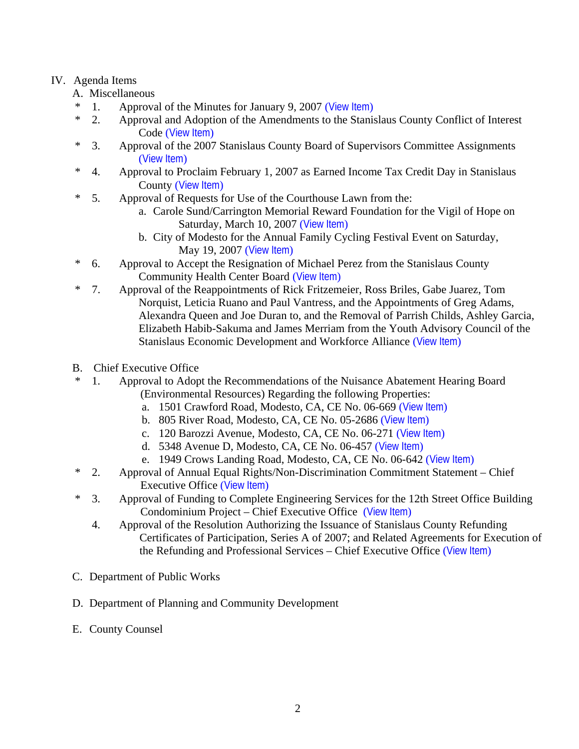IV. Agenda Items

A. Miscellaneous

* 1. Approval of the Minutes for January 9, 2007 (View Item)
* 2. Approval and Adoption of the Amendments to the Stanislaus County Conflict of Interest Code (View Item)
* 3. Approval of the 2007 Stanislaus County Board of Supervisors Committee Assignments (View Item)
* 4. Approval to Proclaim February 1, 2007 as Earned Income Tax Credit Day in Stanislaus County (View Item)
* 5. Approval of Requests for Use of the Courthouse Lawn from the:
    - a. Carole Sund/Carrington Memorial Reward Foundation for the Vigil of Hope on Saturday, March 10, 2007 (View Item)
    - b. City of Modesto for the Annual Family Cycling Festival Event on Saturday, May 19, 2007 (View Item)
* 6. Approval to Accept the Resignation of Michael Perez from the Stanislaus County Community Health Center Board (View Item)
* 7. Approval of the Reappointments of Rick Fritzemeier, Ross Briles, Gabe Juarez, Tom Norquist, Leticia Ruano and Paul Vantress, and the Appointments of Greg Adams, Alexandra Queen and Joe Duran to, and the Removal of Parrish Childs, Ashley Garcia, Elizabeth Habib-Sakuma and James Merriam from the Youth Advisory Council of the Stanislaus Economic Development and Workforce Alliance (View Item)

B. Chief Executive Office

* 1. Approval to Adopt the Recommendations of the Nuisance Abatement Hearing Board (Environmental Resources) Regarding the following Properties:
    - a. 1501 Crawford Road, Modesto, CA, CE No. 06-669 (View Item)
    - b. 805 River Road, Modesto, CA, CE No. 05-2686 (View Item)
    - c. 120 Barozzi Avenue, Modesto, CA, CE No. 06-271 (View Item)
    - d. 5348 Avenue D, Modesto, CA, CE No. 06-457 (View Item)
    - e. 1949 Crows Landing Road, Modesto, CA, CE No. 06-642 (View Item)
* 2. Approval of Annual Equal Rights/Non-Discrimination Commitment Statement – Chief Executive Office (View Item)
* 3. Approval of Funding to Complete Engineering Services for the 12th Street Office Building Condominium Project – Chief Executive Office (View Item)

4. Approval of the Resolution Authorizing the Issuance of Stanislaus County Refunding Certificates of Participation, Series A of 2007; and Related Agreements for Execution of the Refunding and Professional Services – Chief Executive Office (View Item)

C. Department of Public Works

D. Department of Planning and Community Development

E. County Counsel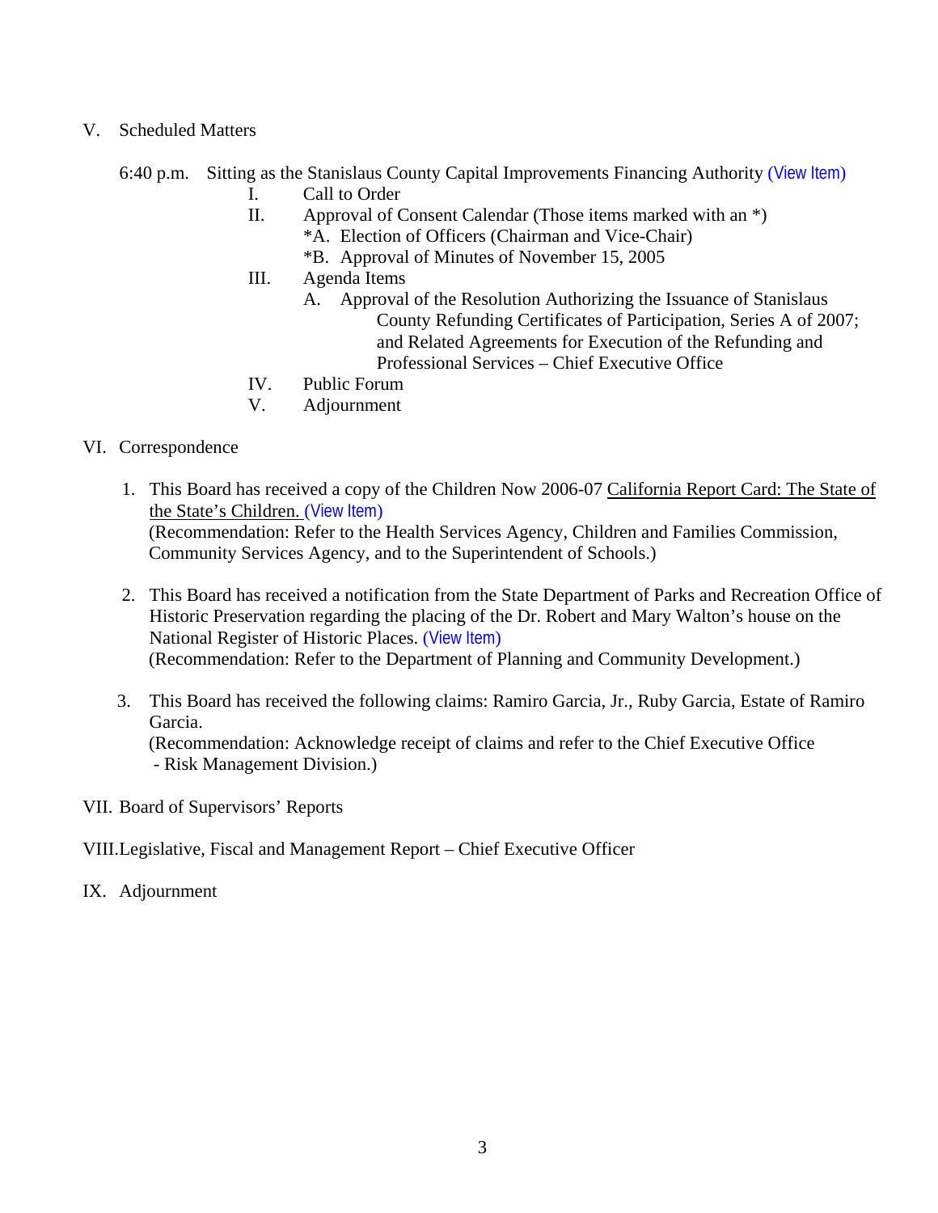V. Scheduled Matters

6:40 p.m. Sitting as the Stanislaus County Capital Improvements Financing Authority (View Item)

- I. Call to Order
- II. Approval of Consent Calendar (Those items marked with an *)
  - *A. Election of Officers (Chairman and Vice-Chair)
  - *B. Approval of Minutes of November 15, 2005
- III. Agenda Items
  - A. Approval of the Resolution Authorizing the Issuance of Stanislaus County Refunding Certificates of Participation, Series A of 2007; and Related Agreements for Execution of the Refunding and Professional Services – Chief Executive Office
- IV. Public Forum
- V. Adjournment

VI. Correspondence

1. This Board has received a copy of the Children Now 2006-07 California Report Card: The State of the State's Children. (View Item)
   (Recommendation: Refer to the Health Services Agency, Children and Families Commission, Community Services Agency, and to the Superintendent of Schools.)

2. This Board has received a notification from the State Department of Parks and Recreation Office of Historic Preservation regarding the placing of the Dr. Robert and Mary Walton's house on the National Register of Historic Places. (View Item)
   (Recommendation: Refer to the Department of Planning and Community Development.)

3. This Board has received the following claims: Ramiro Garcia, Jr., Ruby Garcia, Estate of Ramiro Garcia.
   (Recommendation: Acknowledge receipt of claims and refer to the Chief Executive Office - Risk Management Division.)

VII. Board of Supervisors' Reports

VIII. Legislative, Fiscal and Management Report – Chief Executive Officer

IX. Adjournment